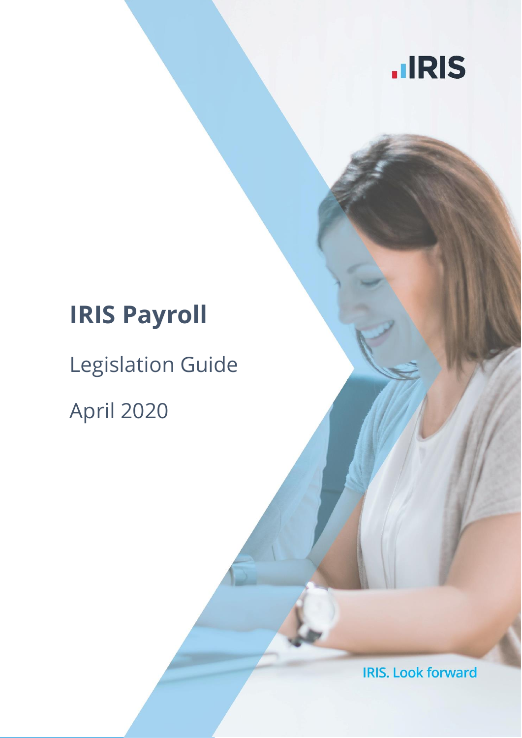IRIS

# IRIS Payroll

Legislation Guide

April 2020

IRIS. Look forward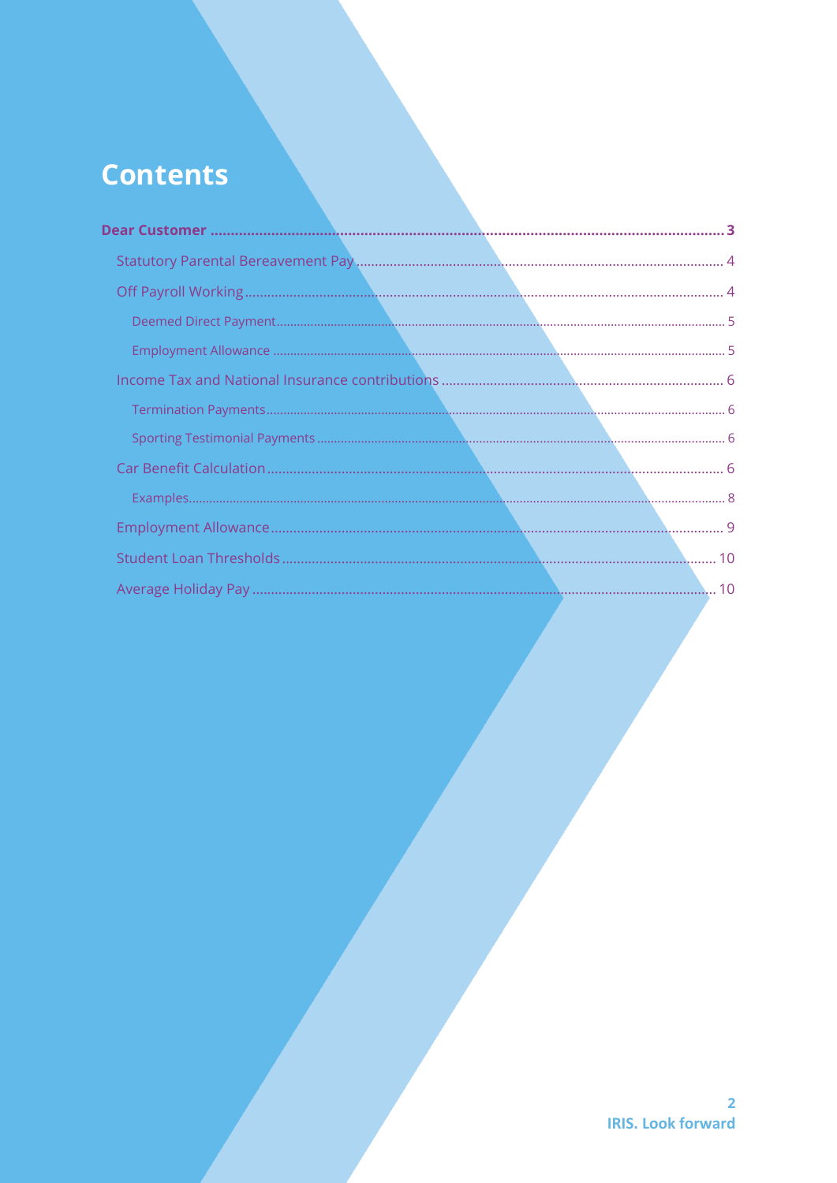# Contents

**Dear Customer** ..... **3**

- Statutory Parental Bereavement Pay ..... 4
- Off Payroll Working ..... 4
  - Deemed Direct Payment ..... 5
  - Employment Allowance ..... 5
- Income Tax and National Insurance contributions ..... 6
  - Termination Payments ..... 6
  - Sporting Testimonial Payments ..... 6
- Car Benefit Calculation ..... 6
  - Examples ..... 8
- Employment Allowance ..... 9
- Student Loan Thresholds ..... 10
- Average Holiday Pay ..... 10

**IRIS. Look forward**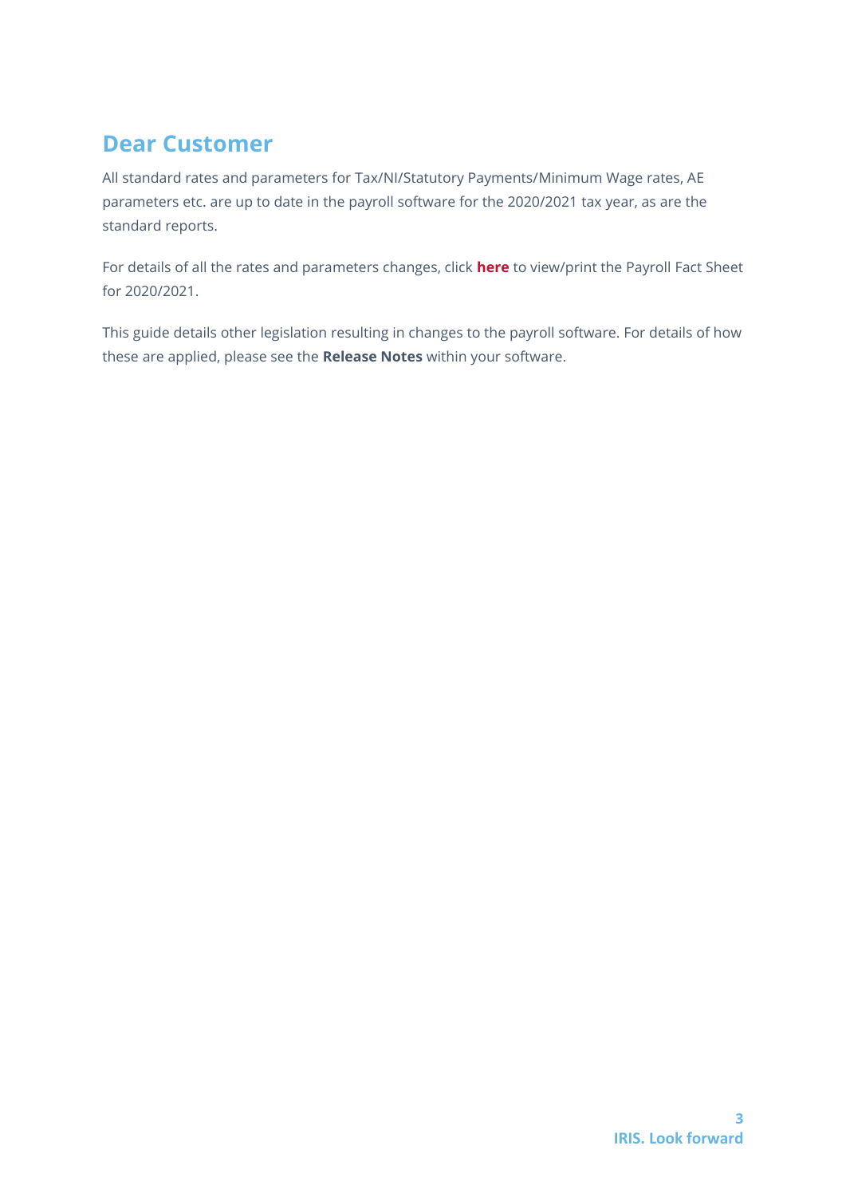# Dear Customer

All standard rates and parameters for Tax/NI/Statutory Payments/Minimum Wage rates, AE parameters etc. are up to date in the payroll software for the 2020/2021 tax year, as are the standard reports.

For details of all the rates and parameters changes, click **here** to view/print the Payroll Fact Sheet for 2020/2021.

This guide details other legislation resulting in changes to the payroll software. For details of how these are applied, please see the **Release Notes** within your software.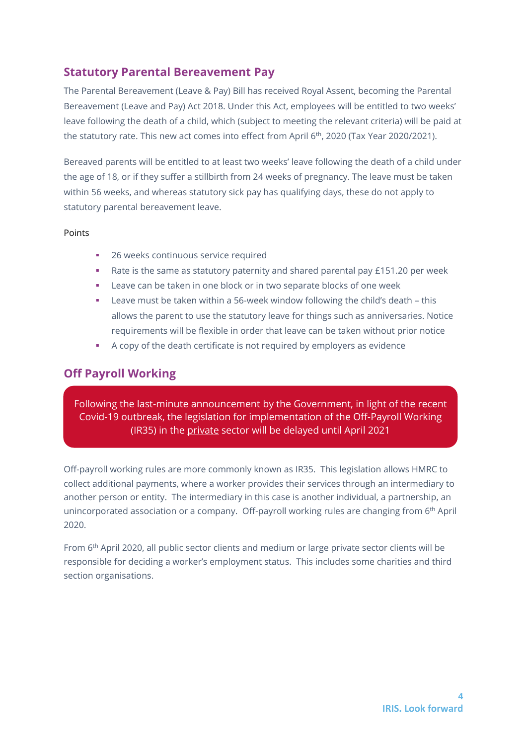## Statutory Parental Bereavement Pay

The Parental Bereavement (Leave & Pay) Bill has received Royal Assent, becoming the Parental Bereavement (Leave and Pay) Act 2018. Under this Act, employees will be entitled to two weeks' leave following the death of a child, which (subject to meeting the relevant criteria) will be paid at the statutory rate. This new act comes into effect from April 6th, 2020 (Tax Year 2020/2021).

Bereaved parents will be entitled to at least two weeks' leave following the death of a child under the age of 18, or if they suffer a stillbirth from 24 weeks of pregnancy. The leave must be taken within 56 weeks, and whereas statutory sick pay has qualifying days, these do not apply to statutory parental bereavement leave.

Points

- 26 weeks continuous service required
- Rate is the same as statutory paternity and shared parental pay £151.20 per week
- Leave can be taken in one block or in two separate blocks of one week
- Leave must be taken within a 56-week window following the child's death – this allows the parent to use the statutory leave for things such as anniversaries. Notice requirements will be flexible in order that leave can be taken without prior notice
- A copy of the death certificate is not required by employers as evidence

## Off Payroll Working

Following the last-minute announcement by the Government, in light of the recent Covid-19 outbreak, the legislation for implementation of the Off-Payroll Working (IR35) in the private sector will be delayed until April 2021

Off-payroll working rules are more commonly known as IR35. This legislation allows HMRC to collect additional payments, where a worker provides their services through an intermediary to another person or entity. The intermediary in this case is another individual, a partnership, an unincorporated association or a company. Off-payroll working rules are changing from 6th April 2020.

From 6th April 2020, all public sector clients and medium or large private sector clients will be responsible for deciding a worker's employment status. This includes some charities and third section organisations.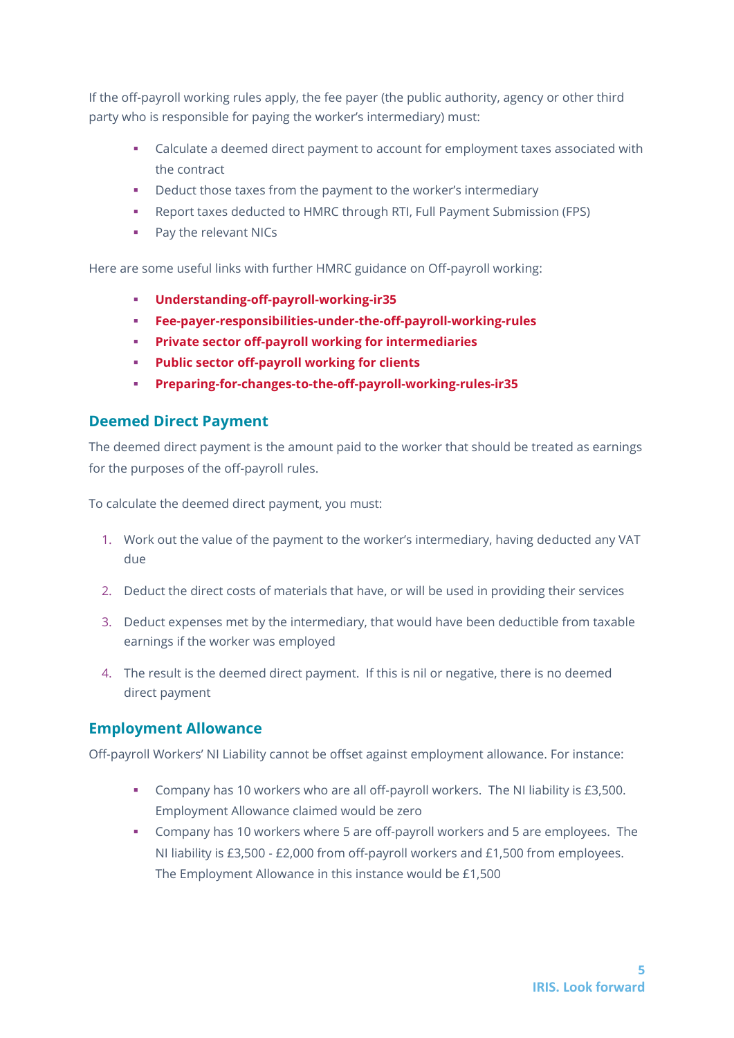If the off-payroll working rules apply, the fee payer (the public authority, agency or other third party who is responsible for paying the worker's intermediary) must:

- Calculate a deemed direct payment to account for employment taxes associated with the contract
- Deduct those taxes from the payment to the worker's intermediary
- Report taxes deducted to HMRC through RTI, Full Payment Submission (FPS)
- Pay the relevant NICs

Here are some useful links with further HMRC guidance on Off-payroll working:

- **Understanding-off-payroll-working-ir35**
- **Fee-payer-responsibilities-under-the-off-payroll-working-rules**
- **Private sector off-payroll working for intermediaries**
- **Public sector off-payroll working for clients**
- **Preparing-for-changes-to-the-off-payroll-working-rules-ir35**

## Deemed Direct Payment

The deemed direct payment is the amount paid to the worker that should be treated as earnings for the purposes of the off-payroll rules.

To calculate the deemed direct payment, you must:

1. Work out the value of the payment to the worker's intermediary, having deducted any VAT due
2. Deduct the direct costs of materials that have, or will be used in providing their services
3. Deduct expenses met by the intermediary, that would have been deductible from taxable earnings if the worker was employed
4. The result is the deemed direct payment. If this is nil or negative, there is no deemed direct payment

## Employment Allowance

Off-payroll Workers' NI Liability cannot be offset against employment allowance. For instance:

- Company has 10 workers who are all off-payroll workers. The NI liability is £3,500. Employment Allowance claimed would be zero
- Company has 10 workers where 5 are off-payroll workers and 5 are employees. The NI liability is £3,500 - £2,000 from off-payroll workers and £1,500 from employees. The Employment Allowance in this instance would be £1,500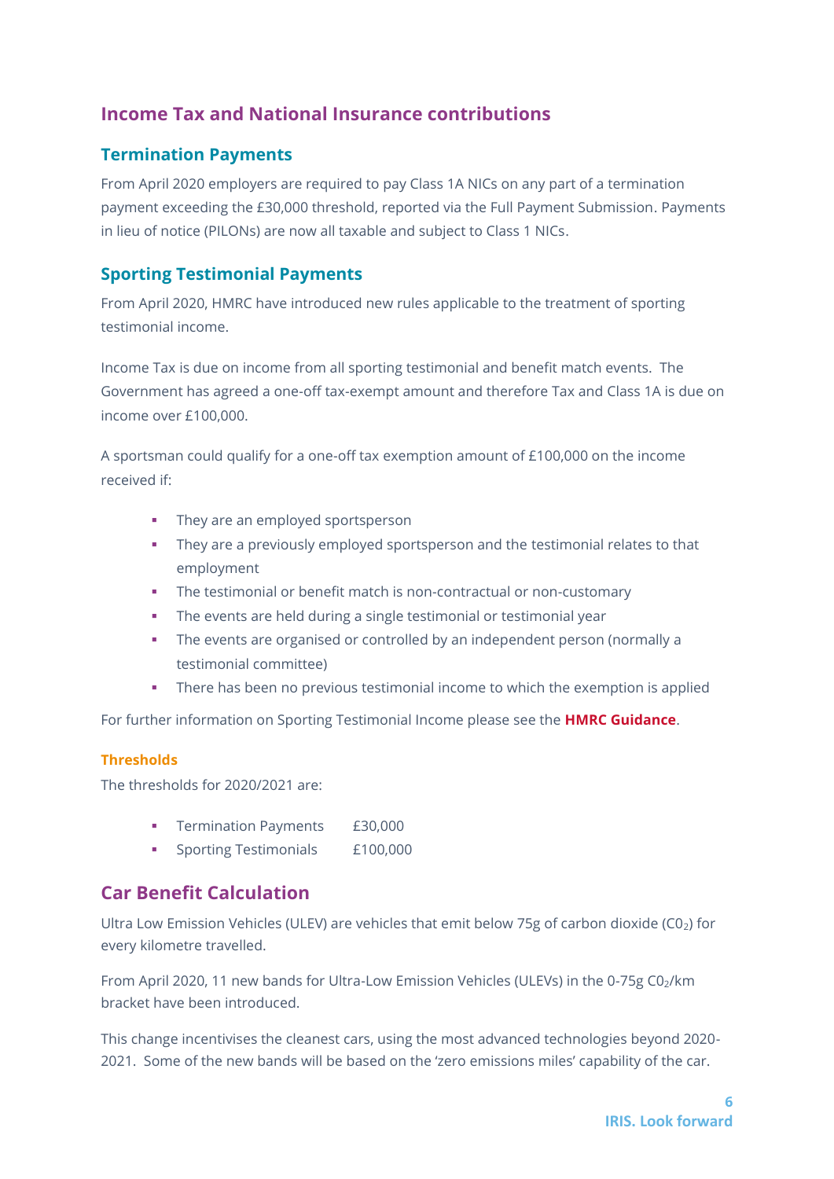## Income Tax and National Insurance contributions

### Termination Payments

From April 2020 employers are required to pay Class 1A NICs on any part of a termination payment exceeding the £30,000 threshold, reported via the Full Payment Submission. Payments in lieu of notice (PILONs) are now all taxable and subject to Class 1 NICs.

### Sporting Testimonial Payments

From April 2020, HMRC have introduced new rules applicable to the treatment of sporting testimonial income.

Income Tax is due on income from all sporting testimonial and benefit match events. The Government has agreed a one-off tax-exempt amount and therefore Tax and Class 1A is due on income over £100,000.

A sportsman could qualify for a one-off tax exemption amount of £100,000 on the income received if:

- They are an employed sportsperson
- They are a previously employed sportsperson and the testimonial relates to that employment
- The testimonial or benefit match is non-contractual or non-customary
- The events are held during a single testimonial or testimonial year
- The events are organised or controlled by an independent person (normally a testimonial committee)
- There has been no previous testimonial income to which the exemption is applied

For further information on Sporting Testimonial Income please see the **HMRC Guidance**.

#### Thresholds

The thresholds for 2020/2021 are:

- Termination Payments £30,000
- Sporting Testimonials £100,000

## Car Benefit Calculation

Ultra Low Emission Vehicles (ULEV) are vehicles that emit below 75g of carbon dioxide ($C0_2$) for every kilometre travelled.

From April 2020, 11 new bands for Ultra-Low Emission Vehicles (ULEVs) in the 0-75g $C0_2$/km bracket have been introduced.

This change incentivises the cleanest cars, using the most advanced technologies beyond 2020-2021. Some of the new bands will be based on the 'zero emissions miles' capability of the car.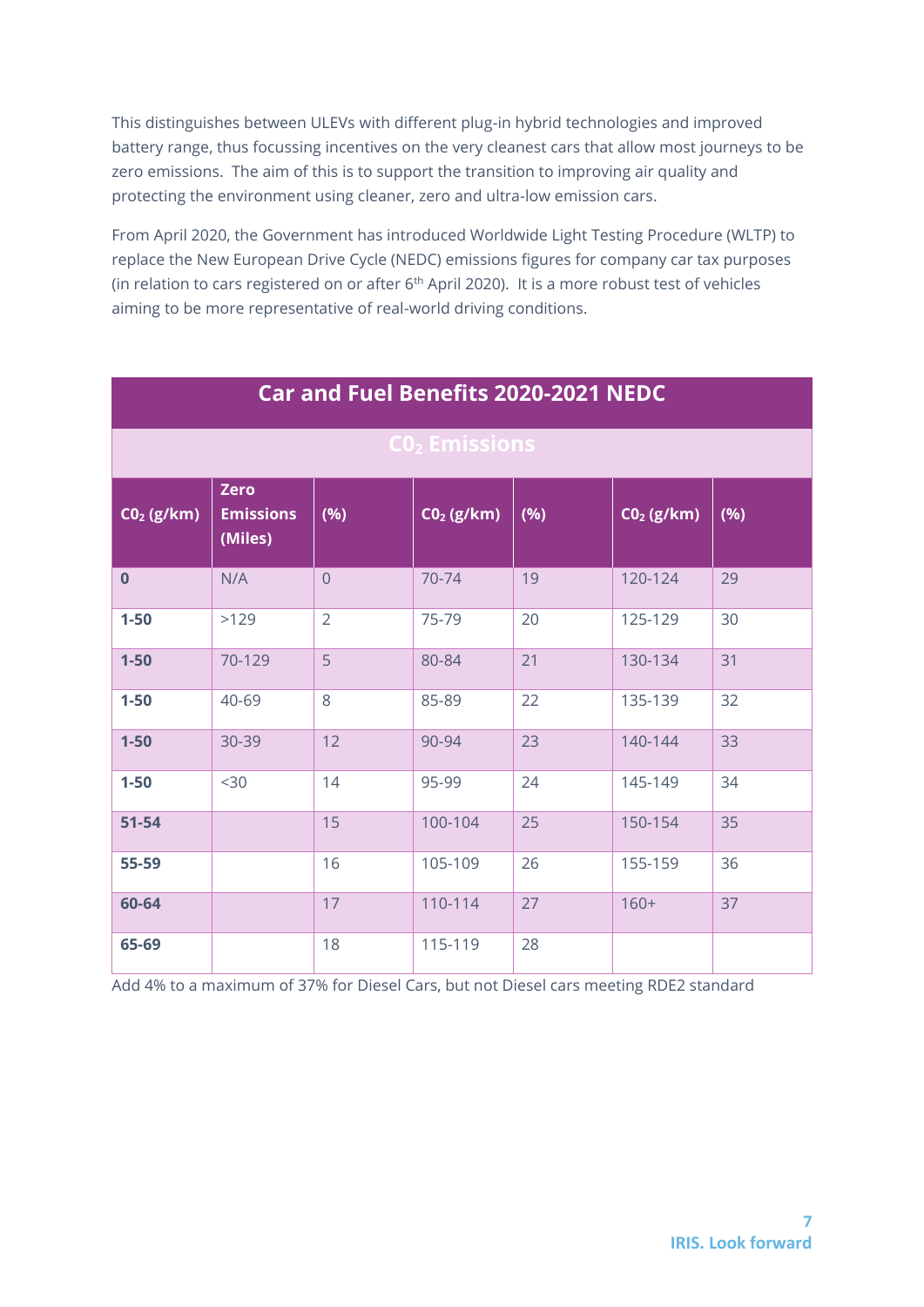This distinguishes between ULEVs with different plug-in hybrid technologies and improved battery range, thus focussing incentives on the very cleanest cars that allow most journeys to be zero emissions. The aim of this is to support the transition to improving air quality and protecting the environment using cleaner, zero and ultra-low emission cars.

From April 2020, the Government has introduced Worldwide Light Testing Procedure (WLTP) to replace the New European Drive Cycle (NEDC) emissions figures for company car tax purposes (in relation to cars registered on or after 6th April 2020). It is a more robust test of vehicles aiming to be more representative of real-world driving conditions.

| Car and Fuel Benefits 2020-2021 NEDC | | | | | | |
|---|---|---|---|---|---|---|
| $CO_2$ Emissions | | | | | | |
| $CO_2$ (g/km) | Zero Emissions (Miles) | (%) | $CO_2$ (g/km) | (%) | $CO_2$ (g/km) | (%) |
| **0** | N/A | 0 | 70-74 | 19 | 120-124 | 29 |
| **1-50** | >129 | 2 | 75-79 | 20 | 125-129 | 30 |
| **1-50** | 70-129 | 5 | 80-84 | 21 | 130-134 | 31 |
| **1-50** | 40-69 | 8 | 85-89 | 22 | 135-139 | 32 |
| **1-50** | 30-39 | 12 | 90-94 | 23 | 140-144 | 33 |
| **1-50** | <30 | 14 | 95-99 | 24 | 145-149 | 34 |
| **51-54** | | 15 | 100-104 | 25 | 150-154 | 35 |
| **55-59** | | 16 | 105-109 | 26 | 155-159 | 36 |
| **60-64** | | 17 | 110-114 | 27 | 160+ | 37 |
| **65-69** | | 18 | 115-119 | 28 | | |

Add 4% to a maximum of 37% for Diesel Cars, but not Diesel cars meeting RDE2 standard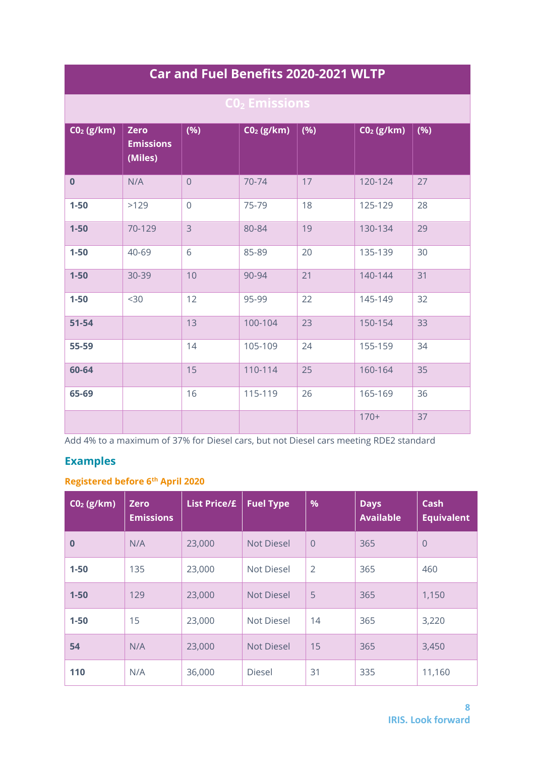## Car and Fuel Benefits 2020-2021 WLTP

### $CO_2$ Emissions

| $CO_2$ (g/km) | Zero Emissions (Miles) | (%) | $CO_2$ (g/km) | (%) | $CO_2$ (g/km) | (%) |
|---|---|---|---|---|---|---|
| **0** | N/A | 0 | 70-74 | 17 | 120-124 | 27 |
| **1-50** | >129 | 0 | 75-79 | 18 | 125-129 | 28 |
| **1-50** | 70-129 | 3 | 80-84 | 19 | 130-134 | 29 |
| **1-50** | 40-69 | 6 | 85-89 | 20 | 135-139 | 30 |
| **1-50** | 30-39 | 10 | 90-94 | 21 | 140-144 | 31 |
| **1-50** | <30 | 12 | 95-99 | 22 | 145-149 | 32 |
| **51-54** | | 13 | 100-104 | 23 | 150-154 | 33 |
| **55-59** | | 14 | 105-109 | 24 | 155-159 | 34 |
| **60-64** | | 15 | 110-114 | 25 | 160-164 | 35 |
| **65-69** | | 16 | 115-119 | 26 | 165-169 | 36 |
| | | | | | 170+ | 37 |

Add 4% to a maximum of 37% for Diesel cars, but not Diesel cars meeting RDE2 standard

## Examples

### Registered before 6th April 2020

| $CO_2$ (g/km) | Zero Emissions | List Price/£ | Fuel Type | % | Days Available | Cash Equivalent |
|---|---|---|---|---|---|---|
| **0** | N/A | 23,000 | Not Diesel | 0 | 365 | 0 |
| **1-50** | 135 | 23,000 | Not Diesel | 2 | 365 | 460 |
| **1-50** | 129 | 23,000 | Not Diesel | 5 | 365 | 1,150 |
| **1-50** | 15 | 23,000 | Not Diesel | 14 | 365 | 3,220 |
| **54** | N/A | 23,000 | Not Diesel | 15 | 365 | 3,450 |
| **110** | N/A | 36,000 | Diesel | 31 | 335 | 11,160 |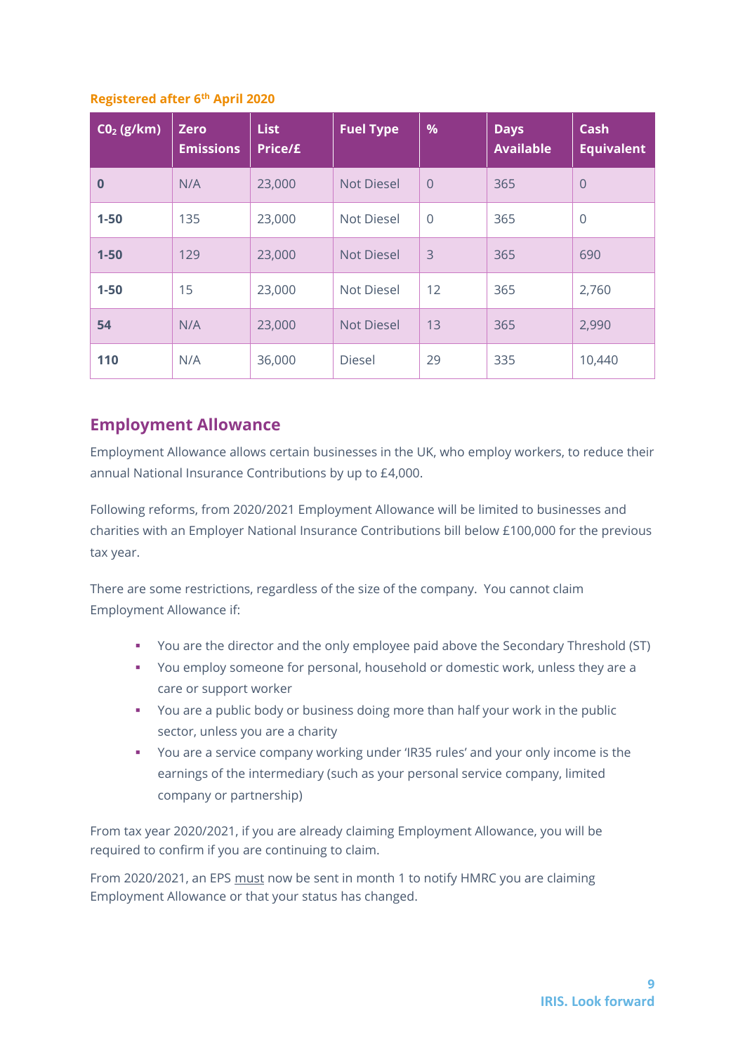**Registered after 6th April 2020**

| $CO_2$ (g/km) | Zero Emissions | List Price/£ | Fuel Type | % | Days Available | Cash Equivalent |
|---|---|---|---|---|---|---|
| **0** | N/A | 23,000 | Not Diesel | 0 | 365 | 0 |
| **1-50** | 135 | 23,000 | Not Diesel | 0 | 365 | 0 |
| **1-50** | 129 | 23,000 | Not Diesel | 3 | 365 | 690 |
| **1-50** | 15 | 23,000 | Not Diesel | 12 | 365 | 2,760 |
| **54** | N/A | 23,000 | Not Diesel | 13 | 365 | 2,990 |
| **110** | N/A | 36,000 | Diesel | 29 | 335 | 10,440 |

## Employment Allowance

Employment Allowance allows certain businesses in the UK, who employ workers, to reduce their annual National Insurance Contributions by up to £4,000.

Following reforms, from 2020/2021 Employment Allowance will be limited to businesses and charities with an Employer National Insurance Contributions bill below £100,000 for the previous tax year.

There are some restrictions, regardless of the size of the company. You cannot claim Employment Allowance if:

- You are the director and the only employee paid above the Secondary Threshold (ST)
- You employ someone for personal, household or domestic work, unless they are a care or support worker
- You are a public body or business doing more than half your work in the public sector, unless you are a charity
- You are a service company working under 'IR35 rules' and your only income is the earnings of the intermediary (such as your personal service company, limited company or partnership)

From tax year 2020/2021, if you are already claiming Employment Allowance, you will be required to confirm if you are continuing to claim.

From 2020/2021, an EPS must now be sent in month 1 to notify HMRC you are claiming Employment Allowance or that your status has changed.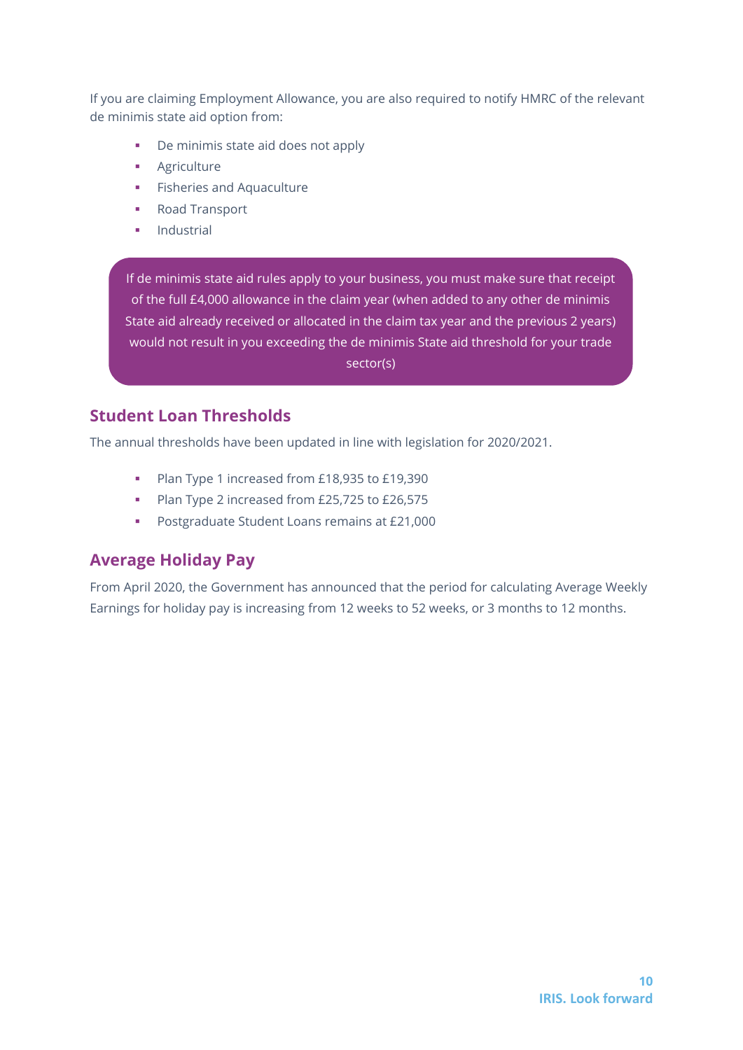If you are claiming Employment Allowance, you are also required to notify HMRC of the relevant de minimis state aid option from:

- De minimis state aid does not apply
- Agriculture
- Fisheries and Aquaculture
- Road Transport
- Industrial

> If de minimis state aid rules apply to your business, you must make sure that receipt of the full £4,000 allowance in the claim year (when added to any other de minimis State aid already received or allocated in the claim tax year and the previous 2 years) would not result in you exceeding the de minimis State aid threshold for your trade sector(s)

## Student Loan Thresholds

The annual thresholds have been updated in line with legislation for 2020/2021.

- Plan Type 1 increased from £18,935 to £19,390
- Plan Type 2 increased from £25,725 to £26,575
- Postgraduate Student Loans remains at £21,000

## Average Holiday Pay

From April 2020, the Government has announced that the period for calculating Average Weekly Earnings for holiday pay is increasing from 12 weeks to 52 weeks, or 3 months to 12 months.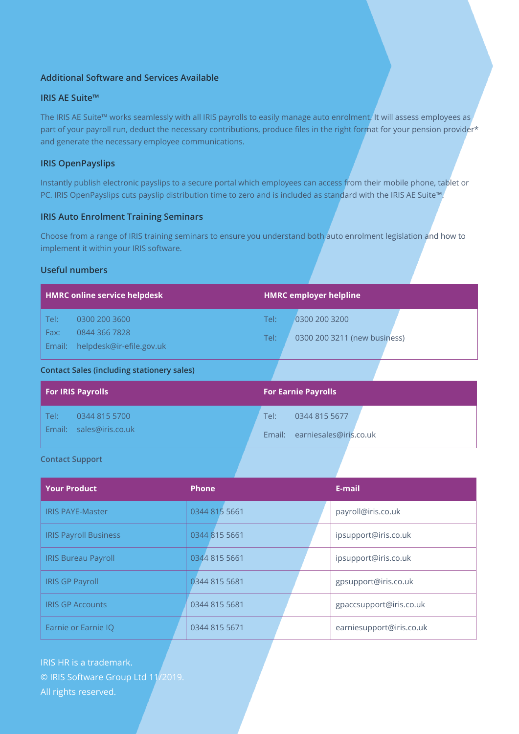## Additional Software and Services Available

### IRIS AE Suite™

The IRIS AE Suite™ works seamlessly with all IRIS payrolls to easily manage auto enrolment. It will assess employees as part of your payroll run, deduct the necessary contributions, produce files in the right format for your pension provider* and generate the necessary employee communications.

### IRIS OpenPayslips

Instantly publish electronic payslips to a secure portal which employees can access from their mobile phone, tablet or PC. IRIS OpenPayslips cuts payslip distribution time to zero and is included as standard with the IRIS AE Suite™.

### IRIS Auto Enrolment Training Seminars

Choose from a range of IRIS training seminars to ensure you understand both auto enrolment legislation and how to implement it within your IRIS software.

### Useful numbers

| HMRC online service helpdesk | HMRC employer helpline |
|---|---|
| Tel: 0300 200 3600<br>Fax: 0844 366 7828<br>Email: helpdesk@ir-efile.gov.uk | Tel: 0300 200 3200<br>Tel: 0300 200 3211 (new business) |

**Contact Sales (including stationery sales)**

| For IRIS Payrolls | For Earnie Payrolls |
|---|---|
| Tel: 0344 815 5700<br>Email: sales@iris.co.uk | Tel: 0344 815 5677<br>Email: earniesales@iris.co.uk |

**Contact Support**

| Your Product | Phone | E-mail |
|---|---|---|
| IRIS PAYE-Master | 0344 815 5661 | payroll@iris.co.uk |
| IRIS Payroll Business | 0344 815 5661 | ipsupport@iris.co.uk |
| IRIS Bureau Payroll | 0344 815 5661 | ipsupport@iris.co.uk |
| IRIS GP Payroll | 0344 815 5681 | gpsupport@iris.co.uk |
| IRIS GP Accounts | 0344 815 5681 | gpaccsupport@iris.co.uk |
| Earnie or Earnie IQ | 0344 815 5671 | earniesupport@iris.co.uk |

IRIS HR is a trademark.
© IRIS Software Group Ltd 11/2019.
All rights reserved.